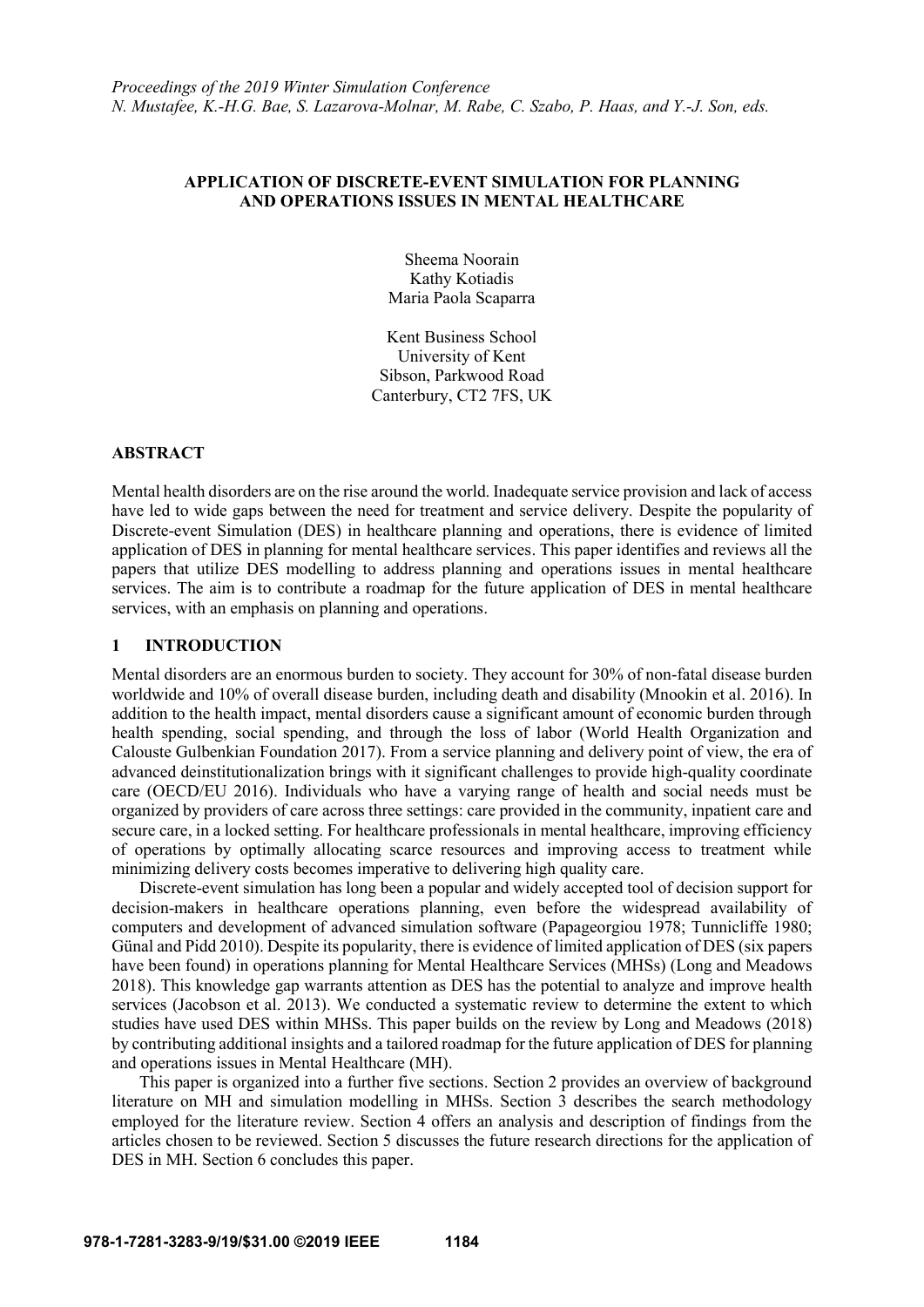# APPLICATION OF DISCRETE-EVENT SIMULATION FOR PLANNING AND OPERATIONS ISSUES IN MENTAL HEALTHCARE

Sheema Noorain
Kathy Kotiadis
Maria Paola Scaparra

Kent Business School
University of Kent
Sibson, Parkwood Road
Canterbury, CT2 7FS, UK

## ABSTRACT

Mental health disorders are on the rise around the world. Inadequate service provision and lack of access have led to wide gaps between the need for treatment and service delivery. Despite the popularity of Discrete-event Simulation (DES) in healthcare planning and operations, there is evidence of limited application of DES in planning for mental healthcare services. This paper identifies and reviews all the papers that utilize DES modelling to address planning and operations issues in mental healthcare services. The aim is to contribute a roadmap for the future application of DES in mental healthcare services, with an emphasis on planning and operations.

## 1 INTRODUCTION

Mental disorders are an enormous burden to society. They account for 30% of non-fatal disease burden worldwide and 10% of overall disease burden, including death and disability (Mnookin et al. 2016). In addition to the health impact, mental disorders cause a significant amount of economic burden through health spending, social spending, and through the loss of labor (World Health Organization and Calouste Gulbenkian Foundation 2017). From a service planning and delivery point of view, the era of advanced deinstitutionalization brings with it significant challenges to provide high-quality coordinate care (OECD/EU 2016). Individuals who have a varying range of health and social needs must be organized by providers of care across three settings: care provided in the community, inpatient care and secure care, in a locked setting. For healthcare professionals in mental healthcare, improving efficiency of operations by optimally allocating scarce resources and improving access to treatment while minimizing delivery costs becomes imperative to delivering high quality care.

Discrete-event simulation has long been a popular and widely accepted tool of decision support for decision-makers in healthcare operations planning, even before the widespread availability of computers and development of advanced simulation software (Papageorgiou 1978; Tunnicliffe 1980; Günal and Pidd 2010). Despite its popularity, there is evidence of limited application of DES (six papers have been found) in operations planning for Mental Healthcare Services (MHSs) (Long and Meadows 2018). This knowledge gap warrants attention as DES has the potential to analyze and improve health services (Jacobson et al. 2013). We conducted a systematic review to determine the extent to which studies have used DES within MHSs. This paper builds on the review by Long and Meadows (2018) by contributing additional insights and a tailored roadmap for the future application of DES for planning and operations issues in Mental Healthcare (MH).

This paper is organized into a further five sections. Section 2 provides an overview of background literature on MH and simulation modelling in MHSs. Section 3 describes the search methodology employed for the literature review. Section 4 offers an analysis and description of findings from the articles chosen to be reviewed. Section 5 discusses the future research directions for the application of DES in MH. Section 6 concludes this paper.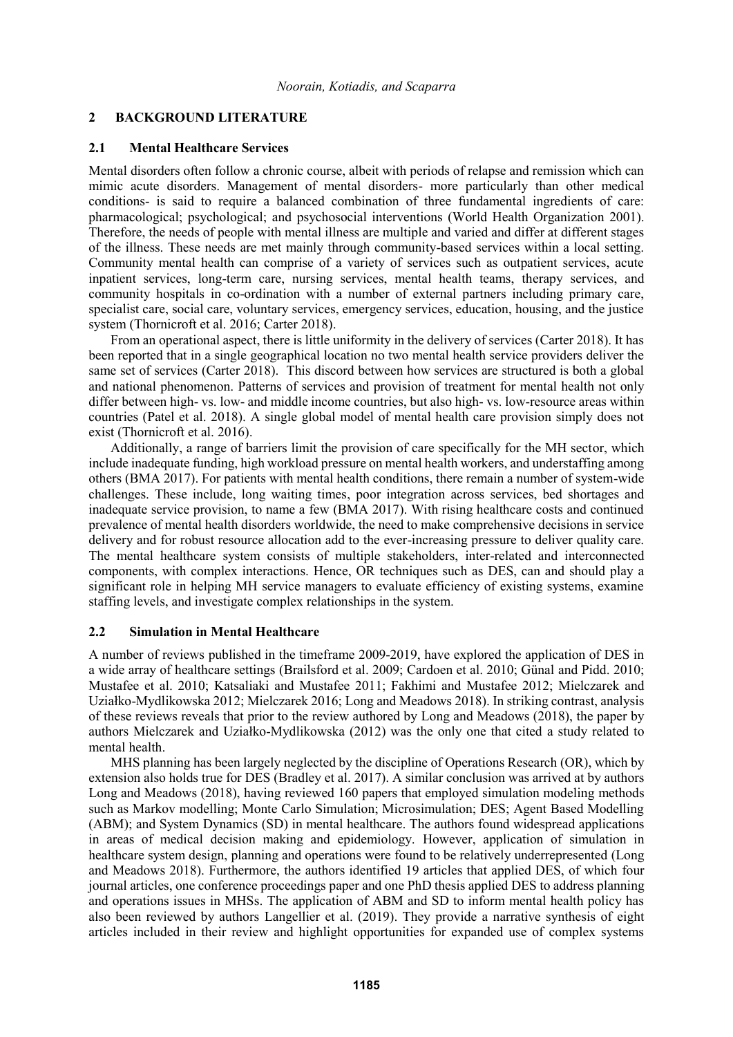## 2 BACKGROUND LITERATURE

### 2.1 Mental Healthcare Services

Mental disorders often follow a chronic course, albeit with periods of relapse and remission which can mimic acute disorders. Management of mental disorders- more particularly than other medical conditions- is said to require a balanced combination of three fundamental ingredients of care: pharmacological; psychological; and psychosocial interventions (World Health Organization 2001). Therefore, the needs of people with mental illness are multiple and varied and differ at different stages of the illness. These needs are met mainly through community-based services within a local setting. Community mental health can comprise of a variety of services such as outpatient services, acute inpatient services, long-term care, nursing services, mental health teams, therapy services, and community hospitals in co-ordination with a number of external partners including primary care, specialist care, social care, voluntary services, emergency services, education, housing, and the justice system (Thornicroft et al. 2016; Carter 2018).

From an operational aspect, there is little uniformity in the delivery of services (Carter 2018). It has been reported that in a single geographical location no two mental health service providers deliver the same set of services (Carter 2018). This discord between how services are structured is both a global and national phenomenon. Patterns of services and provision of treatment for mental health not only differ between high- vs. low- and middle income countries, but also high- vs. low-resource areas within countries (Patel et al. 2018). A single global model of mental health care provision simply does not exist (Thornicroft et al. 2016).

Additionally, a range of barriers limit the provision of care specifically for the MH sector, which include inadequate funding, high workload pressure on mental health workers, and understaffing among others (BMA 2017). For patients with mental health conditions, there remain a number of system-wide challenges. These include, long waiting times, poor integration across services, bed shortages and inadequate service provision, to name a few (BMA 2017). With rising healthcare costs and continued prevalence of mental health disorders worldwide, the need to make comprehensive decisions in service delivery and for robust resource allocation add to the ever-increasing pressure to deliver quality care. The mental healthcare system consists of multiple stakeholders, inter-related and interconnected components, with complex interactions. Hence, OR techniques such as DES, can and should play a significant role in helping MH service managers to evaluate efficiency of existing systems, examine staffing levels, and investigate complex relationships in the system.

### 2.2 Simulation in Mental Healthcare

A number of reviews published in the timeframe 2009-2019, have explored the application of DES in a wide array of healthcare settings (Brailsford et al. 2009; Cardoen et al. 2010; Günal and Pidd. 2010; Mustafee et al. 2010; Katsaliaki and Mustafee 2011; Fakhimi and Mustafee 2012; Mielczarek and Uziałko-Mydlikowska 2012; Mielczarek 2016; Long and Meadows 2018). In striking contrast, analysis of these reviews reveals that prior to the review authored by Long and Meadows (2018), the paper by authors Mielczarek and Uziałko-Mydlikowska (2012) was the only one that cited a study related to mental health.

MHS planning has been largely neglected by the discipline of Operations Research (OR), which by extension also holds true for DES (Bradley et al. 2017). A similar conclusion was arrived at by authors Long and Meadows (2018), having reviewed 160 papers that employed simulation modeling methods such as Markov modelling; Monte Carlo Simulation; Microsimulation; DES; Agent Based Modelling (ABM); and System Dynamics (SD) in mental healthcare. The authors found widespread applications in areas of medical decision making and epidemiology. However, application of simulation in healthcare system design, planning and operations were found to be relatively underrepresented (Long and Meadows 2018). Furthermore, the authors identified 19 articles that applied DES, of which four journal articles, one conference proceedings paper and one PhD thesis applied DES to address planning and operations issues in MHSs. The application of ABM and SD to inform mental health policy has also been reviewed by authors Langellier et al. (2019). They provide a narrative synthesis of eight articles included in their review and highlight opportunities for expanded use of complex systems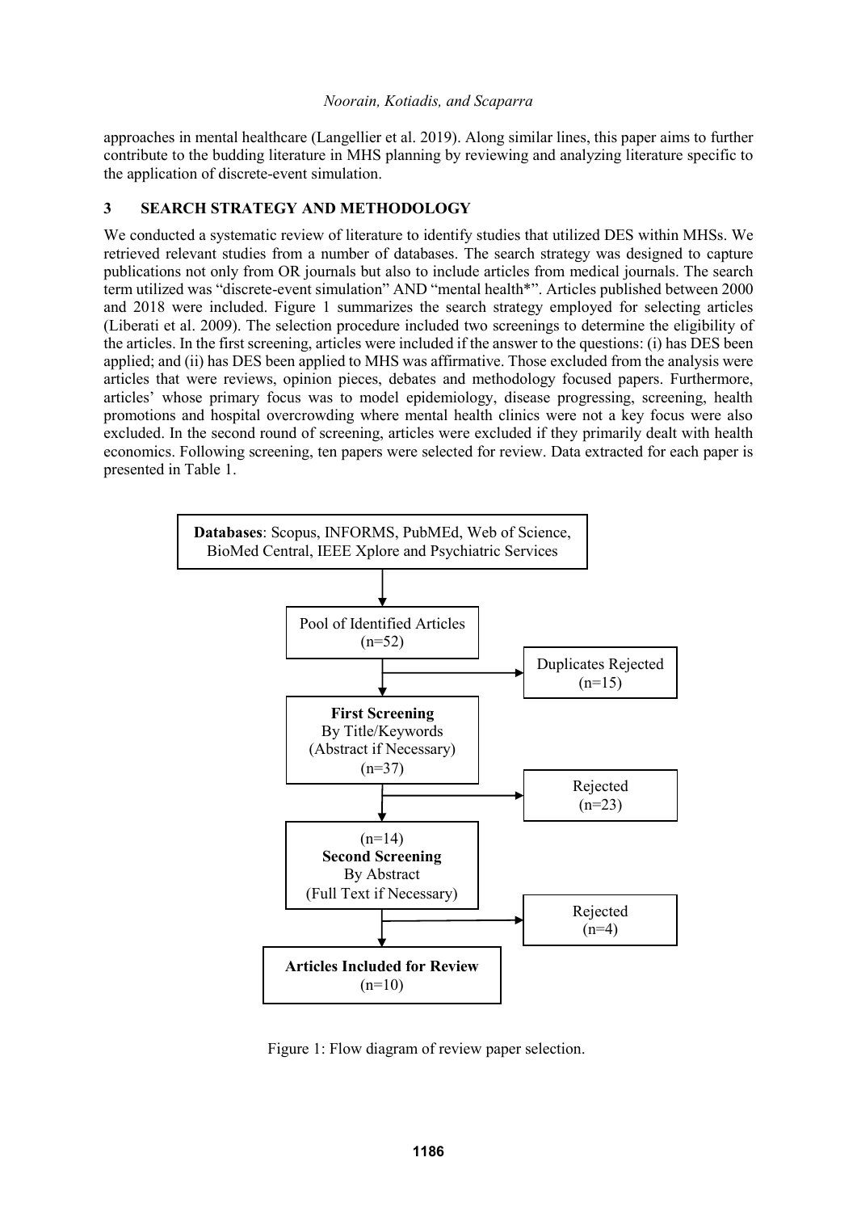approaches in mental healthcare (Langellier et al. 2019). Along similar lines, this paper aims to further contribute to the budding literature in MHS planning by reviewing and analyzing literature specific to the application of discrete-event simulation.

## 3 SEARCH STRATEGY AND METHODOLOGY

We conducted a systematic review of literature to identify studies that utilized DES within MHSs. We retrieved relevant studies from a number of databases. The search strategy was designed to capture publications not only from OR journals but also to include articles from medical journals. The search term utilized was "discrete-event simulation" AND "mental health*". Articles published between 2000 and 2018 were included. Figure 1 summarizes the search strategy employed for selecting articles (Liberati et al. 2009). The selection procedure included two screenings to determine the eligibility of the articles. In the first screening, articles were included if the answer to the questions: (i) has DES been applied; and (ii) has DES been applied to MHS was affirmative. Those excluded from the analysis were articles that were reviews, opinion pieces, debates and methodology focused papers. Furthermore, articles' whose primary focus was to model epidemiology, disease progressing, screening, health promotions and hospital overcrowding where mental health clinics were not a key focus were also excluded. In the second round of screening, articles were excluded if they primarily dealt with health economics. Following screening, ten papers were selected for review. Data extracted for each paper is presented in Table 1.

**Databases**: Scopus, INFORMS, PubMEd, Web of Science, BioMed Central, IEEE Xplore and Psychiatric Services

Pool of Identified Articles (n=52)

Duplicates Rejected (n=15)

**First Screening** By Title/Keywords (Abstract if Necessary) (n=37)

Rejected (n=23)

(n=14) **Second Screening** By Abstract (Full Text if Necessary)

Rejected (n=4)

**Articles Included for Review** (n=10)

Figure 1: Flow diagram of review paper selection.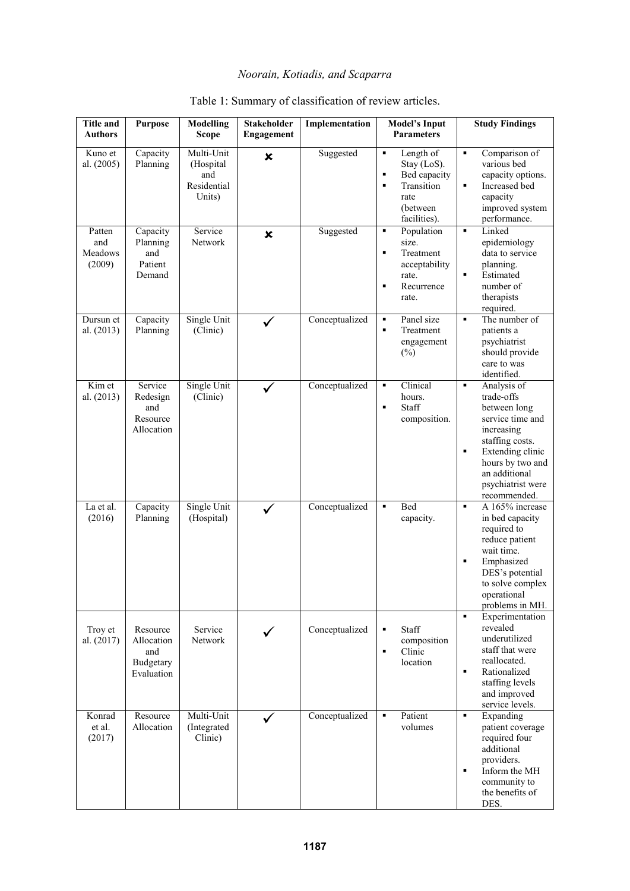Table 1: Summary of classification of review articles.

| Title and Authors | Purpose | Modelling Scope | Stakeholder Engagement | Implementation | Model's Input Parameters | Study Findings |
|---|---|---|---|---|---|---|
| Kuno et al. (2005) | Capacity Planning | Multi-Unit (Hospital and Residential Units) | ✘ | Suggested | ▪ Length of Stay (LoS). ▪ Bed capacity ▪ Transition rate (between facilities). | ▪ Comparison of various bed capacity options. ▪ Increased bed capacity improved system performance. |
| Patten and Meadows (2009) | Capacity Planning and Patient Demand | Service Network | ✘ | Suggested | ▪ Population size. ▪ Treatment acceptability rate. ▪ Recurrence rate. | ▪ Linked epidemiology data to service planning. ▪ Estimated number of therapists required. |
| Dursun et al. (2013) | Capacity Planning | Single Unit (Clinic) | ✓ | Conceptualized | ▪ Panel size ▪ Treatment engagement (%) | ▪ The number of patients a psychiatrist should provide care to was identified. |
| Kim et al. (2013) | Service Redesign and Resource Allocation | Single Unit (Clinic) | ✓ | Conceptualized | ▪ Clinical hours. ▪ Staff composition. | ▪ Analysis of trade-offs between long service time and increasing staffing costs. ▪ Extending clinic hours by two and an additional psychiatrist were recommended. |
| La et al. (2016) | Capacity Planning | Single Unit (Hospital) | ✓ | Conceptualized | ▪ Bed capacity. | ▪ A 165% increase in bed capacity required to reduce patient wait time. ▪ Emphasized DES's potential to solve complex operational problems in MH. |
| Troy et al. (2017) | Resource Allocation and Budgetary Evaluation | Service Network | ✓ | Conceptualized | ▪ Staff composition ▪ Clinic location | ▪ Experimentation revealed underutilized staff that were reallocated. ▪ Rationalized staffing levels and improved service levels. |
| Konrad et al. (2017) | Resource Allocation | Multi-Unit (Integrated Clinic) | ✓ | Conceptualized | ▪ Patient volumes | ▪ Expanding patient coverage required four additional providers. ▪ Inform the MH community to the benefits of DES. |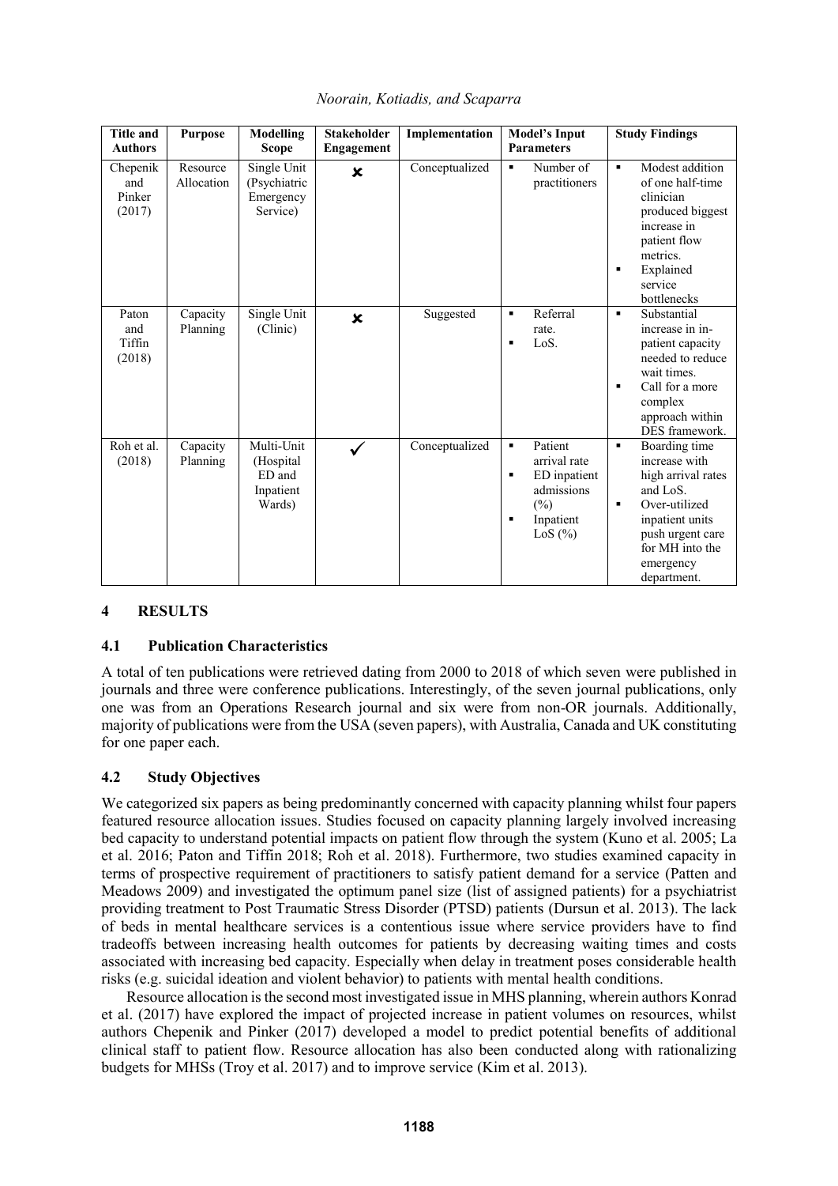| Title and Authors | Purpose | Modelling Scope | Stakeholder Engagement | Implementation | Model's Input Parameters | Study Findings |
|---|---|---|---|---|---|---|
| Chepenik and Pinker (2017) | Resource Allocation | Single Unit (Psychiatric Emergency Service) | ✗ | Conceptualized | ▪ Number of practitioners | ▪ Modest addition of one half-time clinician produced biggest increase in patient flow metrics. ▪ Explained service bottlenecks |
| Paton and Tiffin (2018) | Capacity Planning | Single Unit (Clinic) | ✗ | Suggested | ▪ Referral rate. ▪ LoS. | ▪ Substantial increase in in-patient capacity needed to reduce wait times. ▪ Call for a more complex approach within DES framework. |
| Roh et al. (2018) | Capacity Planning | Multi-Unit (Hospital ED and Inpatient Wards) | ✓ | Conceptualized | ▪ Patient arrival rate ▪ ED inpatient admissions (%) ▪ Inpatient LoS (%) | ▪ Boarding time increase with high arrival rates and LoS. ▪ Over-utilized inpatient units push urgent care for MH into the emergency department. |

## 4 RESULTS

### 4.1 Publication Characteristics

A total of ten publications were retrieved dating from 2000 to 2018 of which seven were published in journals and three were conference publications. Interestingly, of the seven journal publications, only one was from an Operations Research journal and six were from non-OR journals. Additionally, majority of publications were from the USA (seven papers), with Australia, Canada and UK constituting for one paper each.

### 4.2 Study Objectives

We categorized six papers as being predominantly concerned with capacity planning whilst four papers featured resource allocation issues. Studies focused on capacity planning largely involved increasing bed capacity to understand potential impacts on patient flow through the system (Kuno et al. 2005; La et al. 2016; Paton and Tiffin 2018; Roh et al. 2018). Furthermore, two studies examined capacity in terms of prospective requirement of practitioners to satisfy patient demand for a service (Patten and Meadows 2009) and investigated the optimum panel size (list of assigned patients) for a psychiatrist providing treatment to Post Traumatic Stress Disorder (PTSD) patients (Dursun et al. 2013). The lack of beds in mental healthcare services is a contentious issue where service providers have to find tradeoffs between increasing health outcomes for patients by decreasing waiting times and costs associated with increasing bed capacity. Especially when delay in treatment poses considerable health risks (e.g. suicidal ideation and violent behavior) to patients with mental health conditions.

Resource allocation is the second most investigated issue in MHS planning, wherein authors Konrad et al. (2017) have explored the impact of projected increase in patient volumes on resources, whilst authors Chepenik and Pinker (2017) developed a model to predict potential benefits of additional clinical staff to patient flow. Resource allocation has also been conducted along with rationalizing budgets for MHSs (Troy et al. 2017) and to improve service (Kim et al. 2013).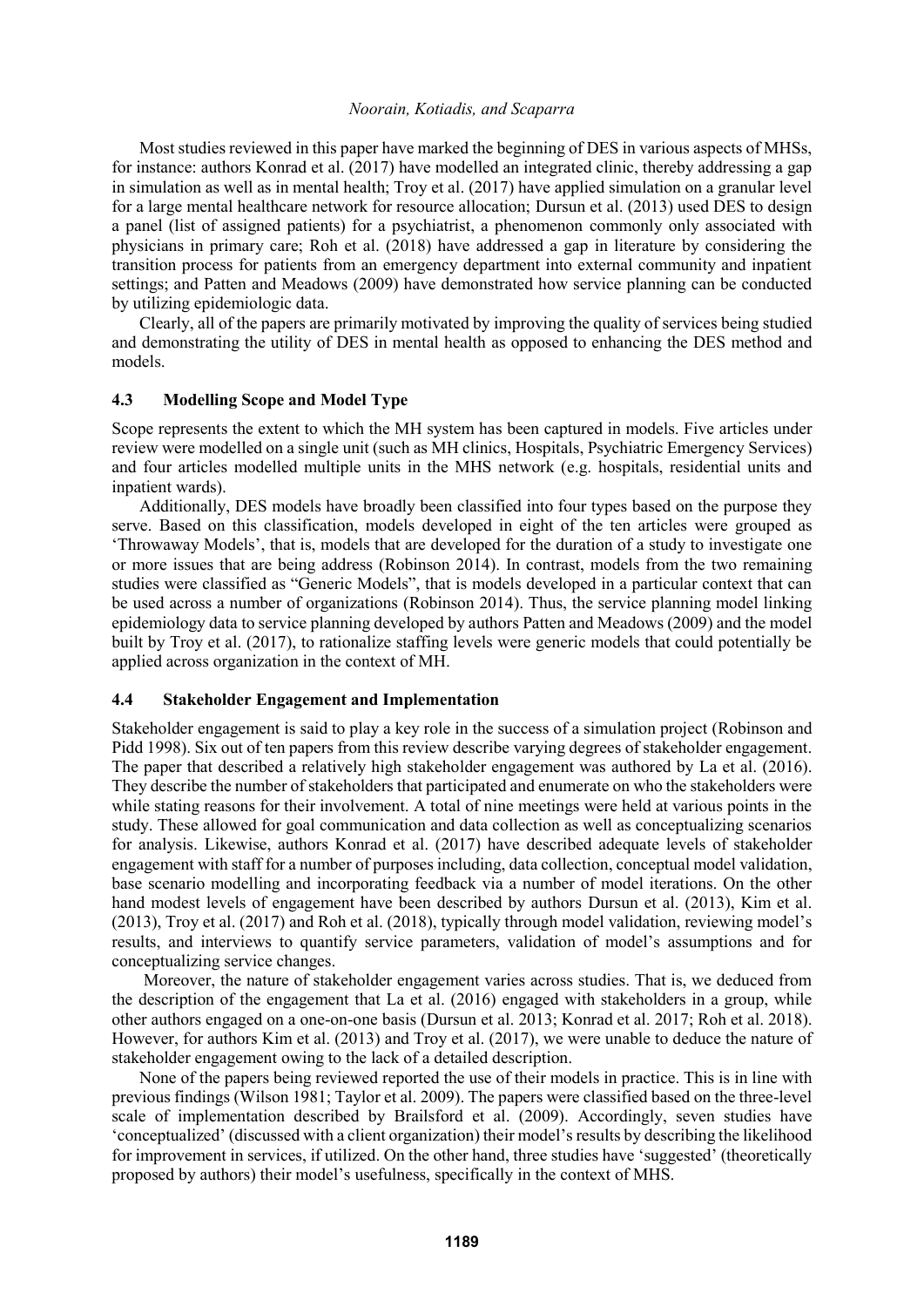Most studies reviewed in this paper have marked the beginning of DES in various aspects of MHSs, for instance: authors Konrad et al. (2017) have modelled an integrated clinic, thereby addressing a gap in simulation as well as in mental health; Troy et al. (2017) have applied simulation on a granular level for a large mental healthcare network for resource allocation; Dursun et al. (2013) used DES to design a panel (list of assigned patients) for a psychiatrist, a phenomenon commonly only associated with physicians in primary care; Roh et al. (2018) have addressed a gap in literature by considering the transition process for patients from an emergency department into external community and inpatient settings; and Patten and Meadows (2009) have demonstrated how service planning can be conducted by utilizing epidemiologic data.

Clearly, all of the papers are primarily motivated by improving the quality of services being studied and demonstrating the utility of DES in mental health as opposed to enhancing the DES method and models.

### 4.3 Modelling Scope and Model Type

Scope represents the extent to which the MH system has been captured in models. Five articles under review were modelled on a single unit (such as MH clinics, Hospitals, Psychiatric Emergency Services) and four articles modelled multiple units in the MHS network (e.g. hospitals, residential units and inpatient wards).

Additionally, DES models have broadly been classified into four types based on the purpose they serve. Based on this classification, models developed in eight of the ten articles were grouped as 'Throwaway Models', that is, models that are developed for the duration of a study to investigate one or more issues that are being address (Robinson 2014). In contrast, models from the two remaining studies were classified as "Generic Models", that is models developed in a particular context that can be used across a number of organizations (Robinson 2014). Thus, the service planning model linking epidemiology data to service planning developed by authors Patten and Meadows (2009) and the model built by Troy et al. (2017), to rationalize staffing levels were generic models that could potentially be applied across organization in the context of MH.

### 4.4 Stakeholder Engagement and Implementation

Stakeholder engagement is said to play a key role in the success of a simulation project (Robinson and Pidd 1998). Six out of ten papers from this review describe varying degrees of stakeholder engagement. The paper that described a relatively high stakeholder engagement was authored by La et al. (2016). They describe the number of stakeholders that participated and enumerate on who the stakeholders were while stating reasons for their involvement. A total of nine meetings were held at various points in the study. These allowed for goal communication and data collection as well as conceptualizing scenarios for analysis. Likewise, authors Konrad et al. (2017) have described adequate levels of stakeholder engagement with staff for a number of purposes including, data collection, conceptual model validation, base scenario modelling and incorporating feedback via a number of model iterations. On the other hand modest levels of engagement have been described by authors Dursun et al. (2013), Kim et al. (2013), Troy et al. (2017) and Roh et al. (2018), typically through model validation, reviewing model's results, and interviews to quantify service parameters, validation of model's assumptions and for conceptualizing service changes.

Moreover, the nature of stakeholder engagement varies across studies. That is, we deduced from the description of the engagement that La et al. (2016) engaged with stakeholders in a group, while other authors engaged on a one-on-one basis (Dursun et al. 2013; Konrad et al. 2017; Roh et al. 2018). However, for authors Kim et al. (2013) and Troy et al. (2017), we were unable to deduce the nature of stakeholder engagement owing to the lack of a detailed description.

None of the papers being reviewed reported the use of their models in practice. This is in line with previous findings (Wilson 1981; Taylor et al. 2009). The papers were classified based on the three-level scale of implementation described by Brailsford et al. (2009). Accordingly, seven studies have 'conceptualized' (discussed with a client organization) their model's results by describing the likelihood for improvement in services, if utilized. On the other hand, three studies have 'suggested' (theoretically proposed by authors) their model's usefulness, specifically in the context of MHS.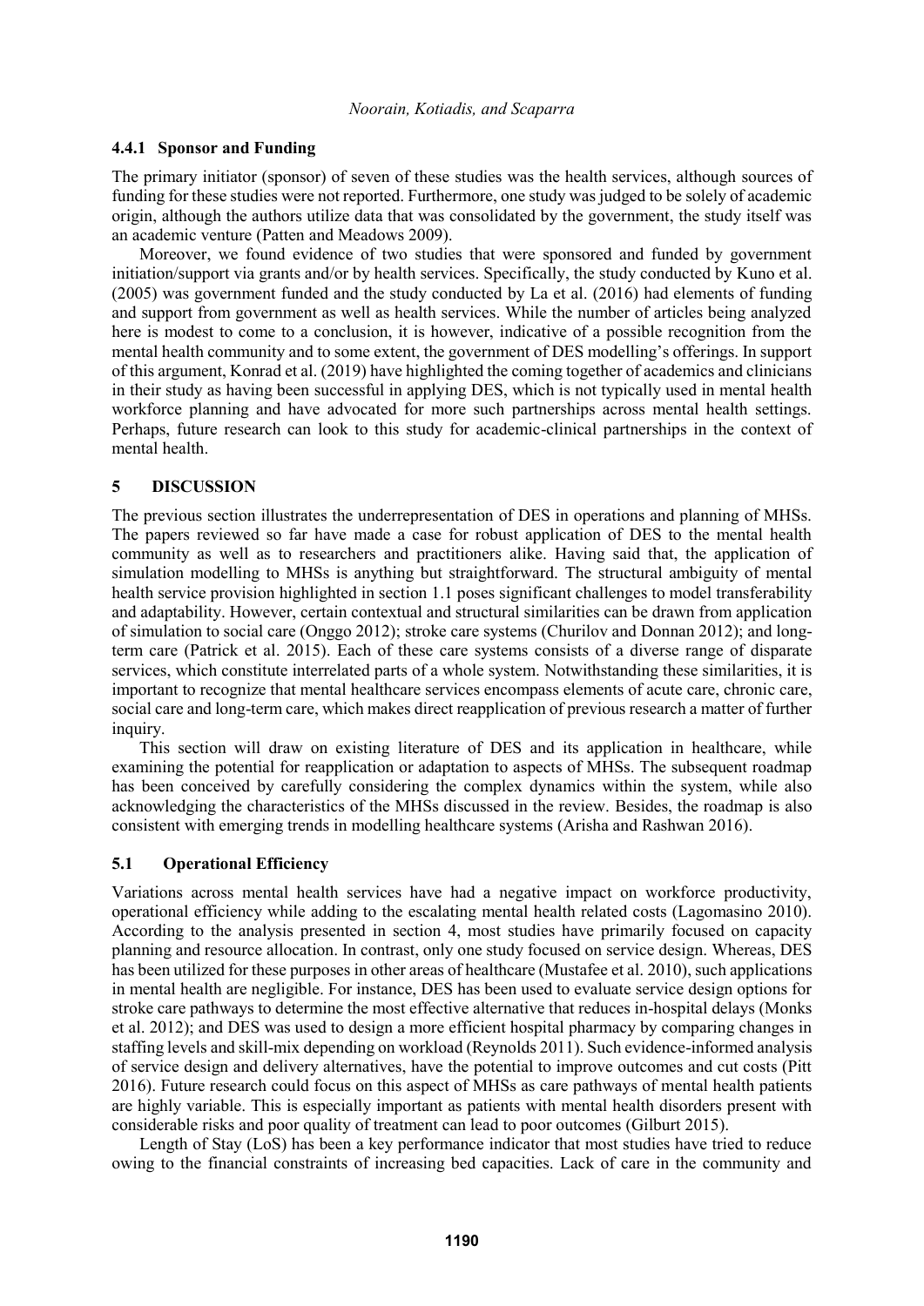#### 4.4.1 Sponsor and Funding

The primary initiator (sponsor) of seven of these studies was the health services, although sources of funding for these studies were not reported. Furthermore, one study was judged to be solely of academic origin, although the authors utilize data that was consolidated by the government, the study itself was an academic venture (Patten and Meadows 2009).

Moreover, we found evidence of two studies that were sponsored and funded by government initiation/support via grants and/or by health services. Specifically, the study conducted by Kuno et al. (2005) was government funded and the study conducted by La et al. (2016) had elements of funding and support from government as well as health services. While the number of articles being analyzed here is modest to come to a conclusion, it is however, indicative of a possible recognition from the mental health community and to some extent, the government of DES modelling's offerings. In support of this argument, Konrad et al. (2019) have highlighted the coming together of academics and clinicians in their study as having been successful in applying DES, which is not typically used in mental health workforce planning and have advocated for more such partnerships across mental health settings. Perhaps, future research can look to this study for academic-clinical partnerships in the context of mental health.

## 5 DISCUSSION

The previous section illustrates the underrepresentation of DES in operations and planning of MHSs. The papers reviewed so far have made a case for robust application of DES to the mental health community as well as to researchers and practitioners alike. Having said that, the application of simulation modelling to MHSs is anything but straightforward. The structural ambiguity of mental health service provision highlighted in section 1.1 poses significant challenges to model transferability and adaptability. However, certain contextual and structural similarities can be drawn from application of simulation to social care (Onggo 2012); stroke care systems (Churilov and Donnan 2012); and long-term care (Patrick et al. 2015). Each of these care systems consists of a diverse range of disparate services, which constitute interrelated parts of a whole system. Notwithstanding these similarities, it is important to recognize that mental healthcare services encompass elements of acute care, chronic care, social care and long-term care, which makes direct reapplication of previous research a matter of further inquiry.

This section will draw on existing literature of DES and its application in healthcare, while examining the potential for reapplication or adaptation to aspects of MHSs. The subsequent roadmap has been conceived by carefully considering the complex dynamics within the system, while also acknowledging the characteristics of the MHSs discussed in the review. Besides, the roadmap is also consistent with emerging trends in modelling healthcare systems (Arisha and Rashwan 2016).

### 5.1 Operational Efficiency

Variations across mental health services have had a negative impact on workforce productivity, operational efficiency while adding to the escalating mental health related costs (Lagomasino 2010). According to the analysis presented in section 4, most studies have primarily focused on capacity planning and resource allocation. In contrast, only one study focused on service design. Whereas, DES has been utilized for these purposes in other areas of healthcare (Mustafee et al. 2010), such applications in mental health are negligible. For instance, DES has been used to evaluate service design options for stroke care pathways to determine the most effective alternative that reduces in-hospital delays (Monks et al. 2012); and DES was used to design a more efficient hospital pharmacy by comparing changes in staffing levels and skill-mix depending on workload (Reynolds 2011). Such evidence-informed analysis of service design and delivery alternatives, have the potential to improve outcomes and cut costs (Pitt 2016). Future research could focus on this aspect of MHSs as care pathways of mental health patients are highly variable. This is especially important as patients with mental health disorders present with considerable risks and poor quality of treatment can lead to poor outcomes (Gilburt 2015).

Length of Stay (LoS) has been a key performance indicator that most studies have tried to reduce owing to the financial constraints of increasing bed capacities. Lack of care in the community and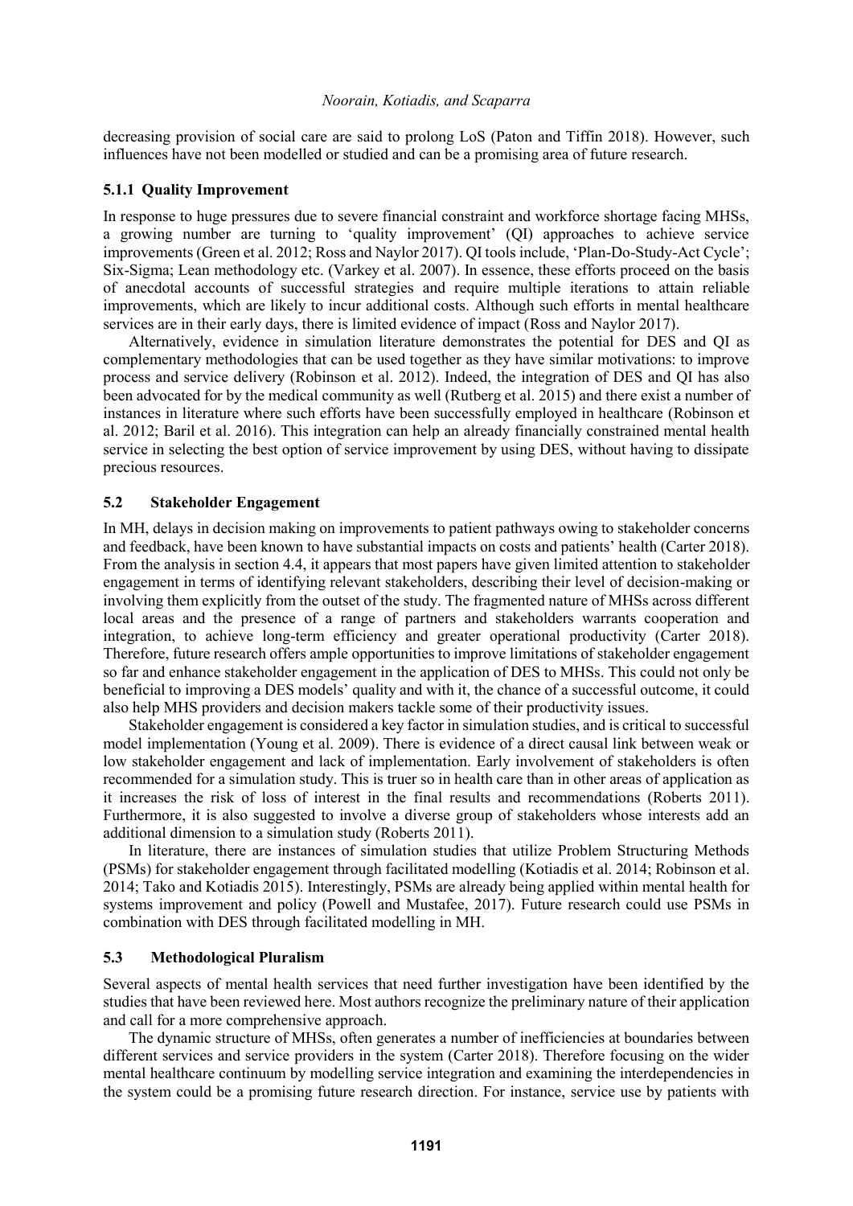decreasing provision of social care are said to prolong LoS (Paton and Tiffin 2018). However, such influences have not been modelled or studied and can be a promising area of future research.

### 5.1.1 Quality Improvement

In response to huge pressures due to severe financial constraint and workforce shortage facing MHSs, a growing number are turning to 'quality improvement' (QI) approaches to achieve service improvements (Green et al. 2012; Ross and Naylor 2017). QI tools include, 'Plan-Do-Study-Act Cycle'; Six-Sigma; Lean methodology etc. (Varkey et al. 2007). In essence, these efforts proceed on the basis of anecdotal accounts of successful strategies and require multiple iterations to attain reliable improvements, which are likely to incur additional costs. Although such efforts in mental healthcare services are in their early days, there is limited evidence of impact (Ross and Naylor 2017).

Alternatively, evidence in simulation literature demonstrates the potential for DES and QI as complementary methodologies that can be used together as they have similar motivations: to improve process and service delivery (Robinson et al. 2012). Indeed, the integration of DES and QI has also been advocated for by the medical community as well (Rutberg et al. 2015) and there exist a number of instances in literature where such efforts have been successfully employed in healthcare (Robinson et al. 2012; Baril et al. 2016). This integration can help an already financially constrained mental health service in selecting the best option of service improvement by using DES, without having to dissipate precious resources.

## 5.2 Stakeholder Engagement

In MH, delays in decision making on improvements to patient pathways owing to stakeholder concerns and feedback, have been known to have substantial impacts on costs and patients' health (Carter 2018). From the analysis in section 4.4, it appears that most papers have given limited attention to stakeholder engagement in terms of identifying relevant stakeholders, describing their level of decision-making or involving them explicitly from the outset of the study. The fragmented nature of MHSs across different local areas and the presence of a range of partners and stakeholders warrants cooperation and integration, to achieve long-term efficiency and greater operational productivity (Carter 2018). Therefore, future research offers ample opportunities to improve limitations of stakeholder engagement so far and enhance stakeholder engagement in the application of DES to MHSs. This could not only be beneficial to improving a DES models' quality and with it, the chance of a successful outcome, it could also help MHS providers and decision makers tackle some of their productivity issues.

Stakeholder engagement is considered a key factor in simulation studies, and is critical to successful model implementation (Young et al. 2009). There is evidence of a direct causal link between weak or low stakeholder engagement and lack of implementation. Early involvement of stakeholders is often recommended for a simulation study. This is truer so in health care than in other areas of application as it increases the risk of loss of interest in the final results and recommendations (Roberts 2011). Furthermore, it is also suggested to involve a diverse group of stakeholders whose interests add an additional dimension to a simulation study (Roberts 2011).

In literature, there are instances of simulation studies that utilize Problem Structuring Methods (PSMs) for stakeholder engagement through facilitated modelling (Kotiadis et al. 2014; Robinson et al. 2014; Tako and Kotiadis 2015). Interestingly, PSMs are already being applied within mental health for systems improvement and policy (Powell and Mustafee, 2017). Future research could use PSMs in combination with DES through facilitated modelling in MH.

## 5.3 Methodological Pluralism

Several aspects of mental health services that need further investigation have been identified by the studies that have been reviewed here. Most authors recognize the preliminary nature of their application and call for a more comprehensive approach.

The dynamic structure of MHSs, often generates a number of inefficiencies at boundaries between different services and service providers in the system (Carter 2018). Therefore focusing on the wider mental healthcare continuum by modelling service integration and examining the interdependencies in the system could be a promising future research direction. For instance, service use by patients with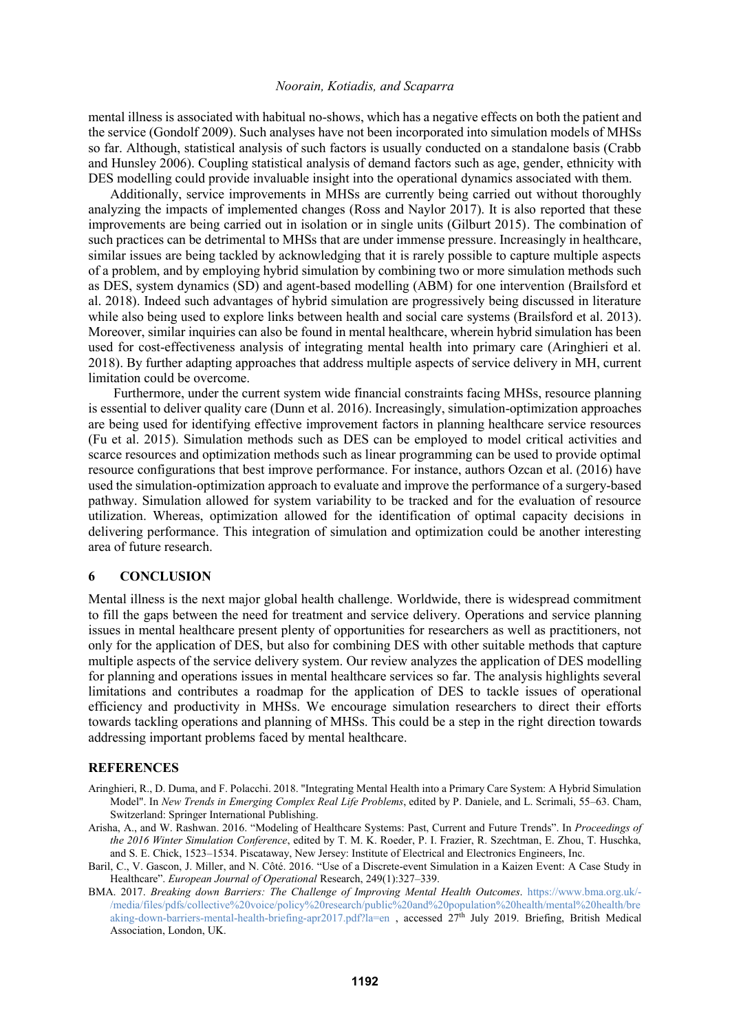mental illness is associated with habitual no-shows, which has a negative effects on both the patient and the service (Gondolf 2009). Such analyses have not been incorporated into simulation models of MHSs so far. Although, statistical analysis of such factors is usually conducted on a standalone basis (Crabb and Hunsley 2006). Coupling statistical analysis of demand factors such as age, gender, ethnicity with DES modelling could provide invaluable insight into the operational dynamics associated with them.

Additionally, service improvements in MHSs are currently being carried out without thoroughly analyzing the impacts of implemented changes (Ross and Naylor 2017). It is also reported that these improvements are being carried out in isolation or in single units (Gilburt 2015). The combination of such practices can be detrimental to MHSs that are under immense pressure. Increasingly in healthcare, similar issues are being tackled by acknowledging that it is rarely possible to capture multiple aspects of a problem, and by employing hybrid simulation by combining two or more simulation methods such as DES, system dynamics (SD) and agent-based modelling (ABM) for one intervention (Brailsford et al. 2018). Indeed such advantages of hybrid simulation are progressively being discussed in literature while also being used to explore links between health and social care systems (Brailsford et al. 2013). Moreover, similar inquiries can also be found in mental healthcare, wherein hybrid simulation has been used for cost-effectiveness analysis of integrating mental health into primary care (Aringhieri et al. 2018). By further adapting approaches that address multiple aspects of service delivery in MH, current limitation could be overcome.

Furthermore, under the current system wide financial constraints facing MHSs, resource planning is essential to deliver quality care (Dunn et al. 2016). Increasingly, simulation-optimization approaches are being used for identifying effective improvement factors in planning healthcare service resources (Fu et al. 2015). Simulation methods such as DES can be employed to model critical activities and scarce resources and optimization methods such as linear programming can be used to provide optimal resource configurations that best improve performance. For instance, authors Ozcan et al. (2016) have used the simulation-optimization approach to evaluate and improve the performance of a surgery-based pathway. Simulation allowed for system variability to be tracked and for the evaluation of resource utilization. Whereas, optimization allowed for the identification of optimal capacity decisions in delivering performance. This integration of simulation and optimization could be another interesting area of future research.

## 6 CONCLUSION

Mental illness is the next major global health challenge. Worldwide, there is widespread commitment to fill the gaps between the need for treatment and service delivery. Operations and service planning issues in mental healthcare present plenty of opportunities for researchers as well as practitioners, not only for the application of DES, but also for combining DES with other suitable methods that capture multiple aspects of the service delivery system. Our review analyzes the application of DES modelling for planning and operations issues in mental healthcare services so far. The analysis highlights several limitations and contributes a roadmap for the application of DES to tackle issues of operational efficiency and productivity in MHSs. We encourage simulation researchers to direct their efforts towards tackling operations and planning of MHSs. This could be a step in the right direction towards addressing important problems faced by mental healthcare.

## REFERENCES

Aringhieri, R., D. Duma, and F. Polacchi. 2018. "Integrating Mental Health into a Primary Care System: A Hybrid Simulation Model". In *New Trends in Emerging Complex Real Life Problems*, edited by P. Daniele, and L. Scrimali, 55–63. Cham, Switzerland: Springer International Publishing.

Arisha, A., and W. Rashwan. 2016. "Modeling of Healthcare Systems: Past, Current and Future Trends". In *Proceedings of the 2016 Winter Simulation Conference*, edited by T. M. K. Roeder, P. I. Frazier, R. Szechtman, E. Zhou, T. Huschka, and S. E. Chick, 1523–1534. Piscataway, New Jersey: Institute of Electrical and Electronics Engineers, Inc.

Baril, C., V. Gascon, J. Miller, and N. Côté. 2016. "Use of a Discrete-event Simulation in a Kaizen Event: A Case Study in Healthcare". *European Journal of Operational* Research, 249(1):327–339.

BMA. 2017. *Breaking down Barriers: The Challenge of Improving Mental Health Outcomes*. https://www.bma.org.uk/-/media/files/pdfs/collective%20voice/policy%20research/public%20and%20population%20health/mental%20health/breaking-down-barriers-mental-health-briefing-apr2017.pdf?la=en , accessed 27th July 2019. Briefing, British Medical Association, London, UK.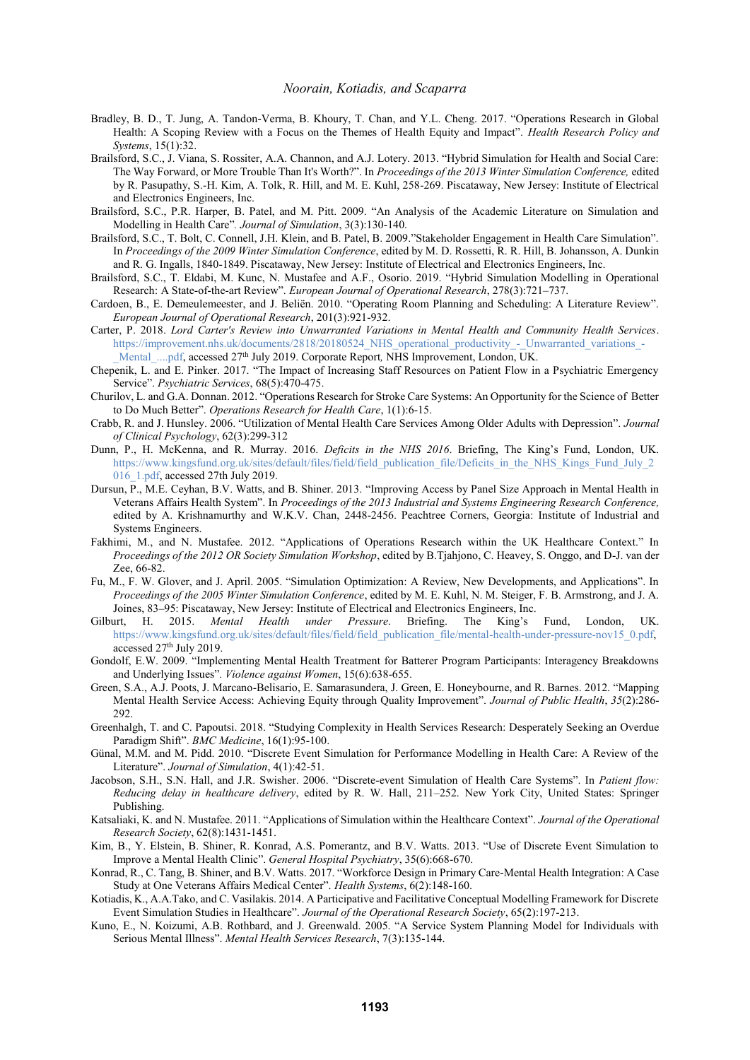Bradley, B. D., T. Jung, A. Tandon-Verma, B. Khoury, T. Chan, and Y.L. Cheng. 2017. "Operations Research in Global Health: A Scoping Review with a Focus on the Themes of Health Equity and Impact". *Health Research Policy and Systems*, 15(1):32.

Brailsford, S.C., J. Viana, S. Rossiter, A.A. Channon, and A.J. Lotery. 2013. "Hybrid Simulation for Health and Social Care: The Way Forward, or More Trouble Than It's Worth?". In *Proceedings of the 2013 Winter Simulation Conference,* edited by R. Pasupathy, S.-H. Kim, A. Tolk, R. Hill, and M. E. Kuhl, 258-269. Piscataway, New Jersey: Institute of Electrical and Electronics Engineers, Inc.

Brailsford, S.C., P.R. Harper, B. Patel, and M. Pitt. 2009. "An Analysis of the Academic Literature on Simulation and Modelling in Health Care". *Journal of Simulation*, 3(3):130-140.

Brailsford, S.C., T. Bolt, C. Connell, J.H. Klein, and B. Patel, B. 2009."Stakeholder Engagement in Health Care Simulation". In *Proceedings of the 2009 Winter Simulation Conference*, edited by M. D. Rossetti, R. R. Hill, B. Johansson, A. Dunkin and R. G. Ingalls, 1840-1849. Piscataway, New Jersey: Institute of Electrical and Electronics Engineers, Inc.

Brailsford, S.C., T. Eldabi, M. Kunc, N. Mustafee and A.F., Osorio. 2019. "Hybrid Simulation Modelling in Operational Research: A State-of-the-art Review". *European Journal of Operational Research*, 278(3):721–737.

Cardoen, B., E. Demeulemeester, and J. Beliën. 2010. "Operating Room Planning and Scheduling: A Literature Review". *European Journal of Operational Research*, 201(3):921-932.

Carter, P. 2018. *Lord Carter's Review into Unwarranted Variations in Mental Health and Community Health Services*. https://improvement.nhs.uk/documents/2818/20180524_NHS_operational_productivity_-_Unwarranted_variations_-_Mental_....pdf, accessed 27th July 2019. Corporate Report*,* NHS Improvement, London, UK.

Chepenik, L. and E. Pinker. 2017. "The Impact of Increasing Staff Resources on Patient Flow in a Psychiatric Emergency Service". *Psychiatric Services*, 68(5):470-475.

Churilov, L. and G.A. Donnan. 2012. "Operations Research for Stroke Care Systems: An Opportunity for the Science of Better to Do Much Better". *Operations Research for Health Care*, 1(1):6-15.

Crabb, R. and J. Hunsley. 2006. "Utilization of Mental Health Care Services Among Older Adults with Depression". *Journal of Clinical Psychology*, 62(3):299-312

Dunn, P., H. McKenna, and R. Murray. 2016. *Deficits in the NHS 2016*. Briefing, The King's Fund, London, UK. https://www.kingsfund.org.uk/sites/default/files/field/field_publication_file/Deficits_in_the_NHS_Kings_Fund_July_2016_1.pdf, accessed 27th July 2019.

Dursun, P., M.E. Ceyhan, B.V. Watts, and B. Shiner. 2013. "Improving Access by Panel Size Approach in Mental Health in Veterans Affairs Health System". In *Proceedings of the 2013 Industrial and Systems Engineering Research Conference,* edited by A. Krishnamurthy and W.K.V. Chan, 2448-2456. Peachtree Corners, Georgia: Institute of Industrial and Systems Engineers.

Fakhimi, M., and N. Mustafee. 2012. "Applications of Operations Research within the UK Healthcare Context." In *Proceedings of the 2012 OR Society Simulation Workshop*, edited by B.Tjahjono, C. Heavey, S. Onggo, and D-J. van der Zee, 66-82.

Fu, M., F. W. Glover, and J. April. 2005. "Simulation Optimization: A Review, New Developments, and Applications". In *Proceedings of the 2005 Winter Simulation Conference*, edited by M. E. Kuhl, N. M. Steiger, F. B. Armstrong, and J. A. Joines, 83–95: Piscataway, New Jersey: Institute of Electrical and Electronics Engineers, Inc.

Gilburt, H. 2015. *Mental Health under Pressure*. Briefing. The King's Fund, London, UK. https://www.kingsfund.org.uk/sites/default/files/field/field_publication_file/mental-health-under-pressure-nov15_0.pdf, accessed 27th July 2019.

Gondolf, E.W. 2009. "Implementing Mental Health Treatment for Batterer Program Participants: Interagency Breakdowns and Underlying Issues"*. Violence against Women*, 15(6):638-655.

Green, S.A., A.J. Poots, J. Marcano-Belisario, E. Samarasundera, J. Green, E. Honeybourne, and R. Barnes. 2012. "Mapping Mental Health Service Access: Achieving Equity through Quality Improvement". *Journal of Public Health*, *35*(2):286-292.

Greenhalgh, T. and C. Papoutsi. 2018. "Studying Complexity in Health Services Research: Desperately Seeking an Overdue Paradigm Shift". *BMC Medicine*, 16(1):95-100.

Günal, M.M. and M. Pidd. 2010. "Discrete Event Simulation for Performance Modelling in Health Care: A Review of the Literature". *Journal of Simulation*, 4(1):42-51.

Jacobson, S.H., S.N. Hall, and J.R. Swisher. 2006. "Discrete-event Simulation of Health Care Systems". In *Patient flow: Reducing delay in healthcare delivery*, edited by R. W. Hall, 211–252. New York City, United States: Springer Publishing.

Katsaliaki, K. and N. Mustafee. 2011. "Applications of Simulation within the Healthcare Context". *Journal of the Operational Research Society*, 62(8):1431-1451.

Kim, B., Y. Elstein, B. Shiner, R. Konrad, A.S. Pomerantz, and B.V. Watts. 2013. "Use of Discrete Event Simulation to Improve a Mental Health Clinic". *General Hospital Psychiatry*, 35(6):668-670.

Konrad, R., C. Tang, B. Shiner, and B.V. Watts. 2017. "Workforce Design in Primary Care-Mental Health Integration: A Case Study at One Veterans Affairs Medical Center". *Health Systems*, 6(2):148-160.

Kotiadis, K., A.A.Tako, and C. Vasilakis. 2014. A Participative and Facilitative Conceptual Modelling Framework for Discrete Event Simulation Studies in Healthcare". *Journal of the Operational Research Society*, 65(2):197-213.

Kuno, E., N. Koizumi, A.B. Rothbard, and J. Greenwald. 2005. "A Service System Planning Model for Individuals with Serious Mental Illness". *Mental Health Services Research*, 7(3):135-144.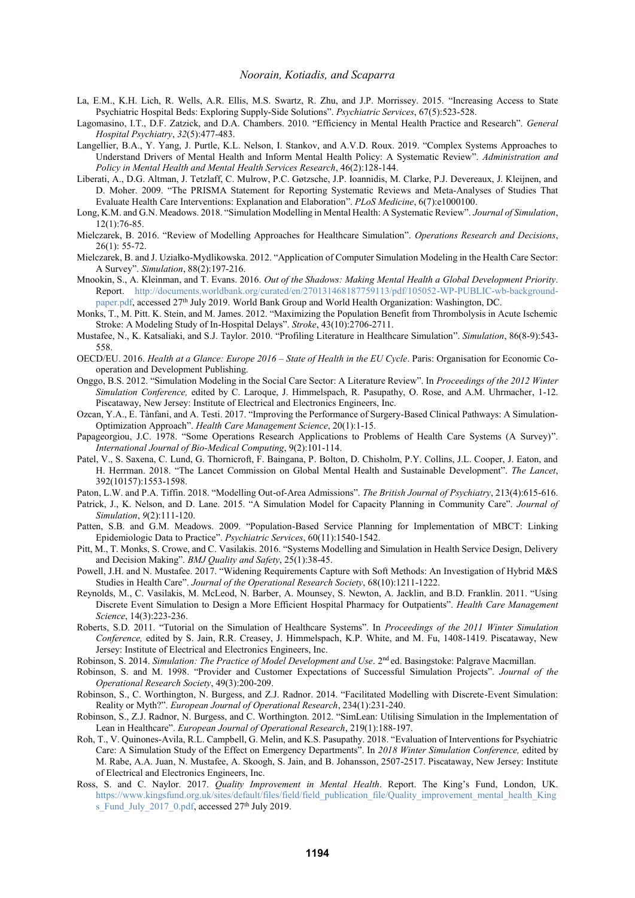La, E.M., K.H. Lich, R. Wells, A.R. Ellis, M.S. Swartz, R. Zhu, and J.P. Morrissey. 2015. "Increasing Access to State Psychiatric Hospital Beds: Exploring Supply-Side Solutions". *Psychiatric Services*, 67(5):523-528.

Lagomasino, I.T., D.F. Zatzick, and D.A. Chambers. 2010. "Efficiency in Mental Health Practice and Research". *General Hospital Psychiatry*, *32*(5):477-483.

Langellier, B.A., Y. Yang, J. Purtle, K.L. Nelson, I. Stankov, and A.V.D. Roux. 2019. "Complex Systems Approaches to Understand Drivers of Mental Health and Inform Mental Health Policy: A Systematic Review". *Administration and Policy in Mental Health and Mental Health Services Research*, 46(2):128-144.

Liberati, A., D.G. Altman, J. Tetzlaff, C. Mulrow, P.C. Gøtzsche, J.P. Ioannidis, M. Clarke, P.J. Devereaux, J. Kleijnen, and D. Moher. 2009. "The PRISMA Statement for Reporting Systematic Reviews and Meta-Analyses of Studies That Evaluate Health Care Interventions: Explanation and Elaboration". *PLoS Medicine*, 6(7):e1000100.

Long, K.M. and G.N. Meadows. 2018. "Simulation Modelling in Mental Health: A Systematic Review". *Journal of Simulation*, 12(1):76-85.

Mielczarek, B. 2016. "Review of Modelling Approaches for Healthcare Simulation". *Operations Research and Decisions*, 26(1): 55-72.

Mielczarek, B. and J. Uziałko-Mydlikowska. 2012. "Application of Computer Simulation Modeling in the Health Care Sector: A Survey". *Simulation*, 88(2):197-216.

Mnookin, S., A. Kleinman, and T. Evans. 2016. *Out of the Shadows: Making Mental Health a Global Development Priority*. Report. http://documents.worldbank.org/curated/en/270131468187759113/pdf/105052-WP-PUBLIC-wb-background-paper.pdf, accessed 27th July 2019. World Bank Group and World Health Organization: Washington, DC.

Monks, T., M. Pitt. K. Stein, and M. James. 2012. "Maximizing the Population Benefit from Thrombolysis in Acute Ischemic Stroke: A Modeling Study of In-Hospital Delays". *Stroke*, 43(10):2706-2711.

Mustafee, N., K. Katsaliaki, and S.J. Taylor. 2010. "Profiling Literature in Healthcare Simulation". *Simulation*, 86(8-9):543-558.

OECD/EU. 2016. *Health at a Glance: Europe 2016 – State of Health in the EU Cycle*. Paris: Organisation for Economic Co-operation and Development Publishing.

Onggo, B.S. 2012. "Simulation Modeling in the Social Care Sector: A Literature Review". In *Proceedings of the 2012 Winter Simulation Conference,* edited by C. Laroque, J. Himmelspach, R. Pasupathy, O. Rose, and A.M. Uhrmacher, 1-12. Piscataway, New Jersey: Institute of Electrical and Electronics Engineers, Inc.

Ozcan, Y.A., E. Tànfani, and A. Testi. 2017. "Improving the Performance of Surgery-Based Clinical Pathways: A Simulation-Optimization Approach". *Health Care Management Science*, 20(1):1-15.

Papageorgiou, J.C. 1978. "Some Operations Research Applications to Problems of Health Care Systems (A Survey)". *International Journal of Bio-Medical Computing*, 9(2):101-114.

Patel, V., S. Saxena, C. Lund, G. Thornicroft, F. Baingana, P. Bolton, D. Chisholm, P.Y. Collins, J.L. Cooper, J. Eaton, and H. Herrman. 2018. "The Lancet Commission on Global Mental Health and Sustainable Development". *The Lancet*, 392(10157):1553-1598.

Paton, L.W. and P.A. Tiffin. 2018. "Modelling Out-of-Area Admissions". *The British Journal of Psychiatry*, 213(4):615-616.

Patrick, J., K. Nelson, and D. Lane. 2015. "A Simulation Model for Capacity Planning in Community Care". *Journal of Simulation*, *9*(2):111-120.

Patten, S.B. and G.M. Meadows. 2009. "Population-Based Service Planning for Implementation of MBCT: Linking Epidemiologic Data to Practice". *Psychiatric Services*, 60(11):1540-1542.

Pitt, M., T. Monks, S. Crowe, and C. Vasilakis. 2016. "Systems Modelling and Simulation in Health Service Design, Delivery and Decision Making". *BMJ Quality and Safety*, 25(1):38-45.

Powell, J.H. and N. Mustafee. 2017. "Widening Requirements Capture with Soft Methods: An Investigation of Hybrid M&S Studies in Health Care". *Journal of the Operational Research Society*, 68(10):1211-1222.

Reynolds, M., C. Vasilakis, M. McLeod, N. Barber, A. Mounsey, S. Newton, A. Jacklin, and B.D. Franklin. 2011. "Using Discrete Event Simulation to Design a More Efficient Hospital Pharmacy for Outpatients". *Health Care Management Science*, 14(3):223-236.

Roberts, S.D. 2011. "Tutorial on the Simulation of Healthcare Systems". In *Proceedings of the 2011 Winter Simulation Conference,* edited by S. Jain, R.R. Creasey, J. Himmelspach, K.P. White, and M. Fu, 1408-1419. Piscataway, New Jersey: Institute of Electrical and Electronics Engineers, Inc.

Robinson, S. 2014. *Simulation: The Practice of Model Development and Use*. 2nd ed. Basingstoke: Palgrave Macmillan.

Robinson, S. and M. 1998. "Provider and Customer Expectations of Successful Simulation Projects". *Journal of the Operational Research Society*, 49(3):200-209.

Robinson, S., C. Worthington, N. Burgess, and Z.J. Radnor. 2014. "Facilitated Modelling with Discrete-Event Simulation: Reality or Myth?". *European Journal of Operational Research*, 234(1):231-240.

Robinson, S., Z.J. Radnor, N. Burgess, and C. Worthington. 2012. "SimLean: Utilising Simulation in the Implementation of Lean in Healthcare". *European Journal of Operational Research*, 219(1):188-197.

Roh, T., V. Quinones-Avila, R.L. Campbell, G. Melin, and K.S. Pasupathy. 2018. "Evaluation of Interventions for Psychiatric Care: A Simulation Study of the Effect on Emergency Departments". In *2018 Winter Simulation Conference,* edited by M. Rabe, A.A. Juan, N. Mustafee, A. Skoogh, S. Jain, and B. Johansson, 2507-2517. Piscataway, New Jersey: Institute of Electrical and Electronics Engineers, Inc.

Ross, S. and C. Naylor. 2017. *Quality Improvement in Mental Health*. Report. The King's Fund, London, UK. https://www.kingsfund.org.uk/sites/default/files/field/field_publication_file/Quality_improvement_mental_health_Kings_Fund_July_2017_0.pdf, accessed 27th July 2019.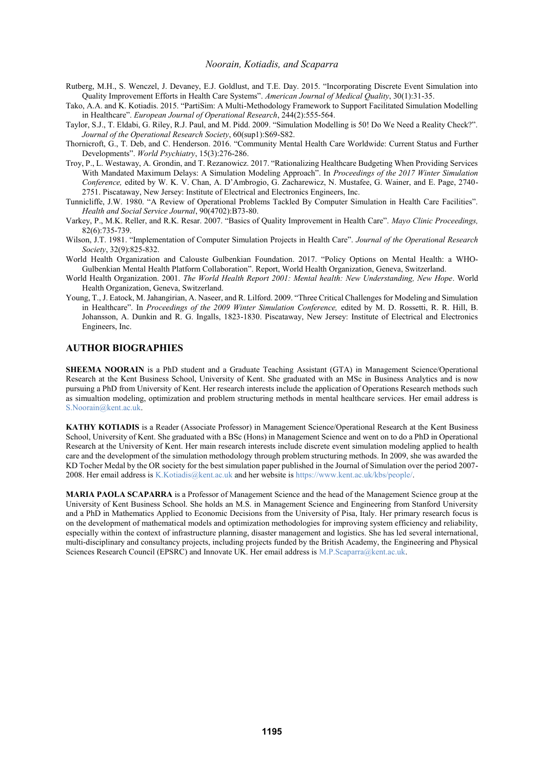Rutberg, M.H., S. Wenczel, J. Devaney, E.J. Goldlust, and T.E. Day. 2015. "Incorporating Discrete Event Simulation into Quality Improvement Efforts in Health Care Systems". *American Journal of Medical Quality*, 30(1):31-35.

Tako, A.A. and K. Kotiadis. 2015. "PartiSim: A Multi-Methodology Framework to Support Facilitated Simulation Modelling in Healthcare". *European Journal of Operational Research*, 244(2):555-564.

Taylor, S.J., T. Eldabi, G. Riley, R.J. Paul, and M. Pidd. 2009. "Simulation Modelling is 50! Do We Need a Reality Check?". *Journal of the Operational Research Society*, 60(sup1):S69-S82.

Thornicroft, G., T. Deb, and C. Henderson. 2016. "Community Mental Health Care Worldwide: Current Status and Further Developments". *World Psychiatry*, 15(3):276-286.

Troy, P., L. Westaway, A. Grondin, and T. Rezanowicz. 2017. "Rationalizing Healthcare Budgeting When Providing Services With Mandated Maximum Delays: A Simulation Modeling Approach". In *Proceedings of the 2017 Winter Simulation Conference,* edited by W. K. V. Chan, A. D'Ambrogio, G. Zacharewicz, N. Mustafee, G. Wainer, and E. Page, 2740-2751. Piscataway, New Jersey: Institute of Electrical and Electronics Engineers, Inc.

Tunnicliffe, J.W. 1980. "A Review of Operational Problems Tackled By Computer Simulation in Health Care Facilities". *Health and Social Service Journal*, 90(4702):B73-80.

Varkey, P., M.K. Reller, and R.K. Resar. 2007. "Basics of Quality Improvement in Health Care". *Mayo Clinic Proceedings,* 82(6):735-739.

Wilson, J.T. 1981. "Implementation of Computer Simulation Projects in Health Care". *Journal of the Operational Research Society*, 32(9):825-832.

World Health Organization and Calouste Gulbenkian Foundation. 2017. "Policy Options on Mental Health: a WHO-Gulbenkian Mental Health Platform Collaboration". Report, World Health Organization, Geneva, Switzerland.

World Health Organization. 2001. *The World Health Report 2001: Mental health: New Understanding, New Hope*. World Health Organization, Geneva, Switzerland.

Young, T., J. Eatock, M. Jahangirian, A. Naseer, and R. Lilford. 2009. "Three Critical Challenges for Modeling and Simulation in Healthcare". In *Proceedings of the 2009 Winter Simulation Conference,* edited by M. D. Rossetti, R. R. Hill, B. Johansson, A. Dunkin and R. G. Ingalls, 1823-1830. Piscataway, New Jersey: Institute of Electrical and Electronics Engineers, Inc.

## AUTHOR BIOGRAPHIES

**SHEEMA NOORAIN** is a PhD student and a Graduate Teaching Assistant (GTA) in Management Science/Operational Research at the Kent Business School, University of Kent. She graduated with an MSc in Business Analytics and is now pursuing a PhD from University of Kent. Her research interests include the application of Operations Research methods such as simualtion modeling, optimization and problem structuring methods in mental healthcare services. Her email address is S.Noorain@kent.ac.uk.

**KATHY KOTIADIS** is a Reader (Associate Professor) in Management Science/Operational Research at the Kent Business School, University of Kent. She graduated with a BSc (Hons) in Management Science and went on to do a PhD in Operational Research at the University of Kent. Her main research interests include discrete event simulation modeling applied to health care and the development of the simulation methodology through problem structuring methods. In 2009, she was awarded the KD Tocher Medal by the OR society for the best simulation paper published in the Journal of Simulation over the period 2007-2008. Her email address is K.Kotiadis@kent.ac.uk and her website is https://www.kent.ac.uk/kbs/people/.

**MARIA PAOLA SCAPARRA** is a Professor of Management Science and the head of the Management Science group at the University of Kent Business School. She holds an M.S. in Management Science and Engineering from Stanford University and a PhD in Mathematics Applied to Economic Decisions from the University of Pisa, Italy. Her primary research focus is on the development of mathematical models and optimization methodologies for improving system efficiency and reliability, especially within the context of infrastructure planning, disaster management and logistics. She has led several international, multi-disciplinary and consultancy projects, including projects funded by the British Academy, the Engineering and Physical Sciences Research Council (EPSRC) and Innovate UK. Her email address is M.P.Scaparra@kent.ac.uk.